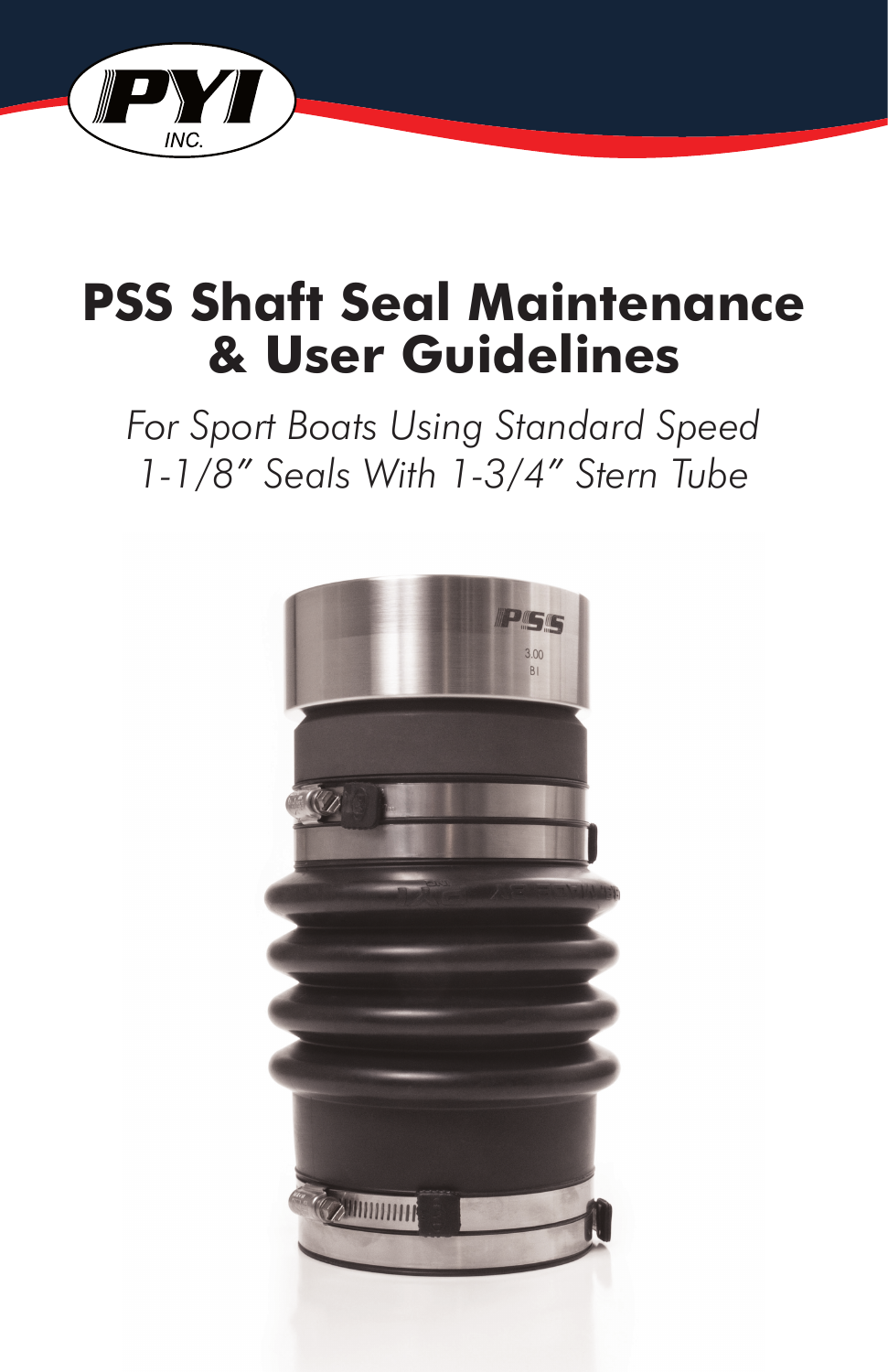# PSS Shaft Seal Maintenance & User Guidelines

*For Sport Boats Using Standard Speed 1-1/8" Seals With 1-3/4" Stern Tube*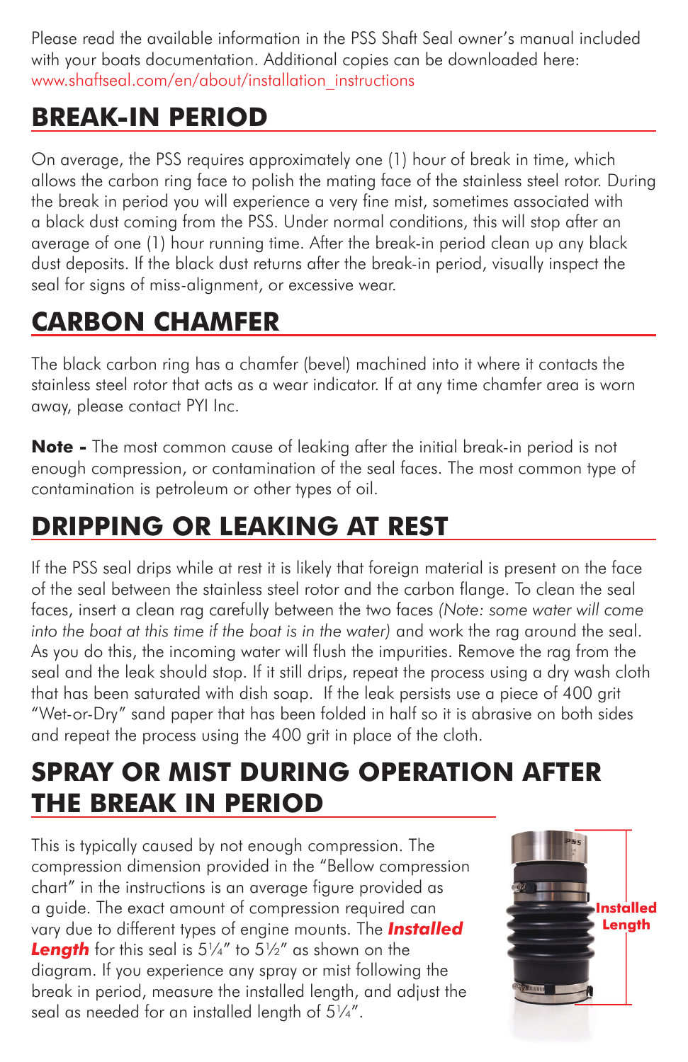Please read the available information in the PSS Shaft Seal owner's manual included with your boats documentation. Additional copies can be downloaded here: www.shaftseal.com/en/about/installation_instructions

## BREAK-IN PERIOD

On average, the PSS requires approximately one (1) hour of break in time, which allows the carbon ring face to polish the mating face of the stainless steel rotor. During the break in period you will experience a very fine mist, sometimes associated with a black dust coming from the PSS. Under normal conditions, this will stop after an average of one (1) hour running time. After the break-in period clean up any black dust deposits. If the black dust returns after the break-in period, visually inspect the seal for signs of miss-alignment, or excessive wear.

## CARBON CHAMFER

The black carbon ring has a chamfer (bevel) machined into it where it contacts the stainless steel rotor that acts as a wear indicator. If at any time chamfer area is worn away, please contact PYI Inc.

**Note -** The most common cause of leaking after the initial break-in period is not enough compression, or contamination of the seal faces. The most common type of contamination is petroleum or other types of oil.

## DRIPPING OR LEAKING AT REST

If the PSS seal drips while at rest it is likely that foreign material is present on the face of the seal between the stainless steel rotor and the carbon flange. To clean the seal faces, insert a clean rag carefully between the two faces *(Note: some water will come into the boat at this time if the boat is in the water)* and work the rag around the seal. As you do this, the incoming water will flush the impurities. Remove the rag from the seal and the leak should stop. If it still drips, repeat the process using a dry wash cloth that has been saturated with dish soap. If the leak persists use a piece of 400 grit "Wet-or-Dry" sand paper that has been folded in half so it is abrasive on both sides and repeat the process using the 400 grit in place of the cloth.

## SPRAY OR MIST DURING OPERATION AFTER THE BREAK IN PERIOD

This is typically caused by not enough compression. The compression dimension provided in the "Bellow compression chart" in the instructions is an average figure provided as a guide. The exact amount of compression required can vary due to different types of engine mounts. The ***Installed Length*** for this seal is 5¼" to 5½" as shown on the diagram. If you experience any spray or mist following the break in period, measure the installed length, and adjust the seal as needed for an installed length of 5¼".

Installed Length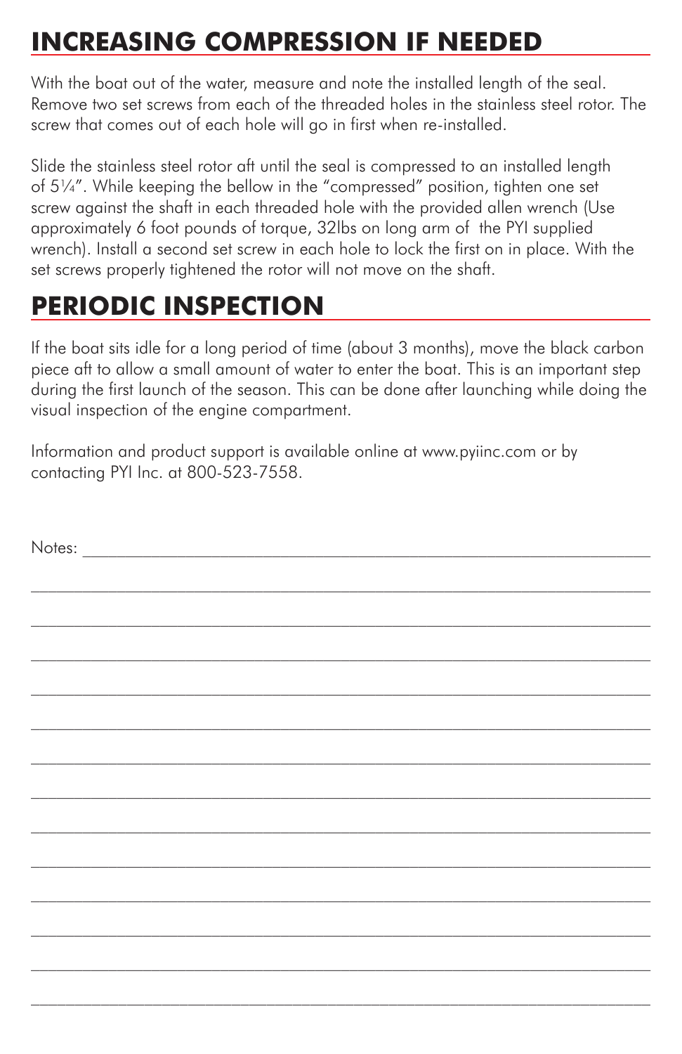## INCREASING COMPRESSION IF NEEDED

With the boat out of the water, measure and note the installed length of the seal. Remove two set screws from each of the threaded holes in the stainless steel rotor. The screw that comes out of each hole will go in first when re-installed.

Slide the stainless steel rotor aft until the seal is compressed to an installed length of 5¼". While keeping the bellow in the "compressed" position, tighten one set screw against the shaft in each threaded hole with the provided allen wrench (Use approximately 6 foot pounds of torque, 32lbs on long arm of the PYI supplied wrench). Install a second set screw in each hole to lock the first on in place. With the set screws properly tightened the rotor will not move on the shaft.

## PERIODIC INSPECTION

If the boat sits idle for a long period of time (about 3 months), move the black carbon piece aft to allow a small amount of water to enter the boat. This is an important step during the first launch of the season. This can be done after launching while doing the visual inspection of the engine compartment.

Information and product support is available online at www.pyiinc.com or by contacting PYI Inc. at 800-523-7558.

Notes: ____________________________________________________________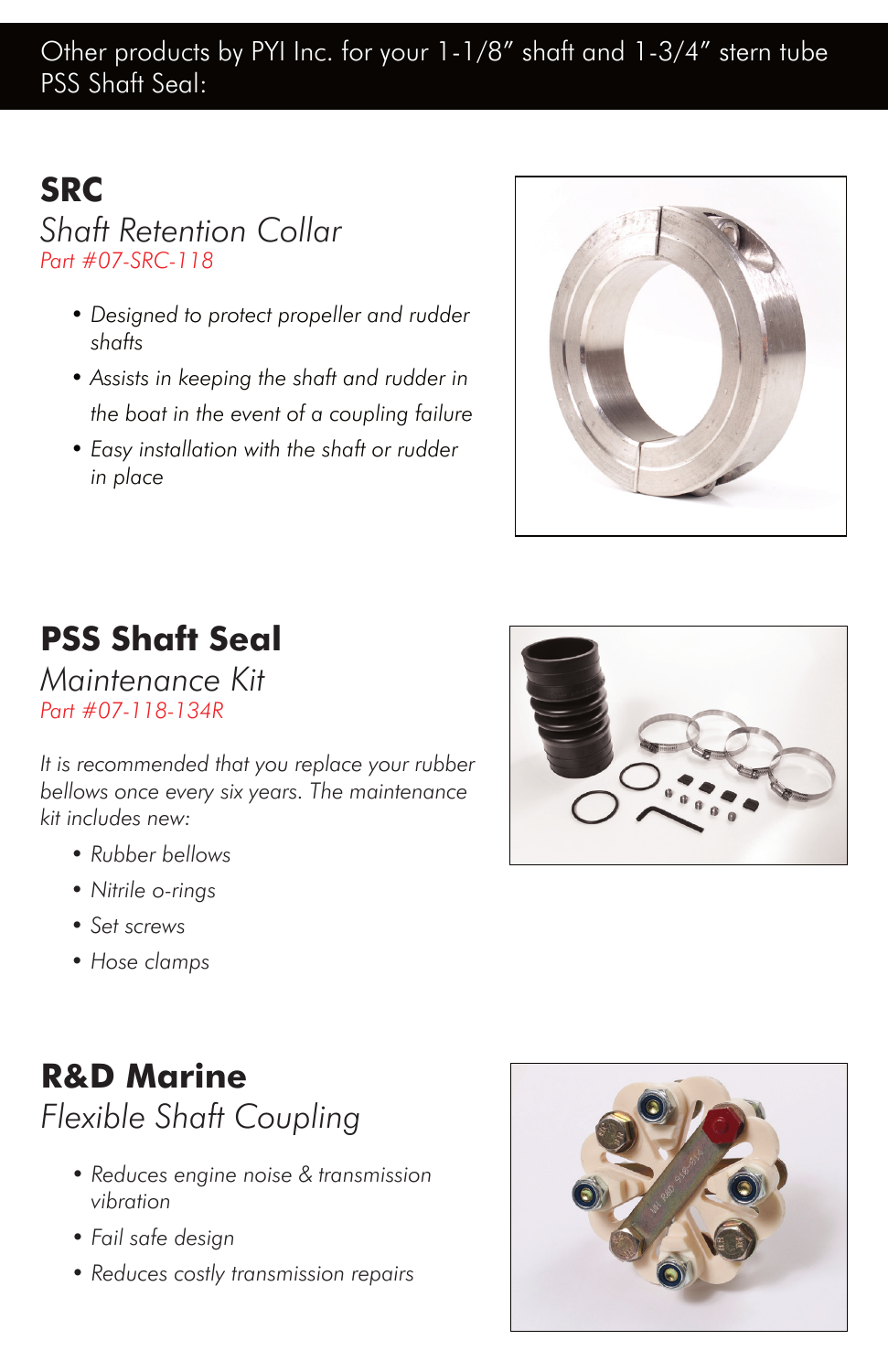Other products by PYI Inc. for your 1-1/8″ shaft and 1-3/4″ stern tube PSS Shaft Seal:

## SRC

*Shaft Retention Collar*

*Part #07-SRC-118*

- *Designed to protect propeller and rudder shafts*
- *Assists in keeping the shaft and rudder in the boat in the event of a coupling failure*
- *Easy installation with the shaft or rudder in place*

## PSS Shaft Seal

*Maintenance Kit*

*Part #07-118-134R*

*It is recommended that you replace your rubber bellows once every six years. The maintenance kit includes new:*

- *Rubber bellows*
- *Nitrile o-rings*
- *Set screws*
- *Hose clamps*

## R&D Marine

*Flexible Shaft Coupling*

- *Reduces engine noise & transmission vibration*
- *Fail safe design*
- *Reduces costly transmission repairs*